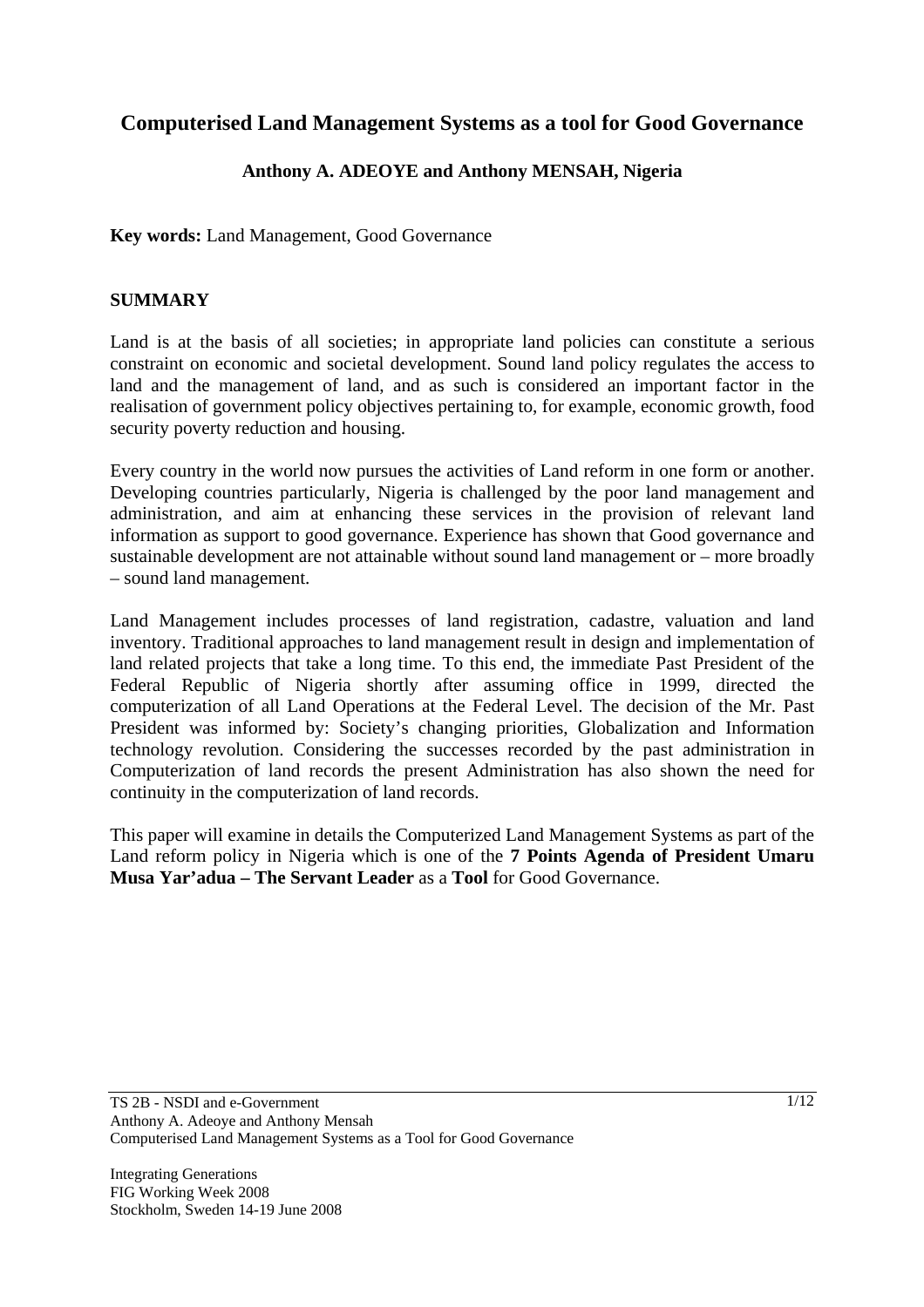# Computerised Land Management Systems as a tool for Good Governance

**Anthony A. ADEOYE and Anthony MENSAH, Nigeria**

**Key words:** Land Management, Good Governance

## SUMMARY

Land is at the basis of all societies; in appropriate land policies can constitute a serious constraint on economic and societal development. Sound land policy regulates the access to land and the management of land, and as such is considered an important factor in the realisation of government policy objectives pertaining to, for example, economic growth, food security poverty reduction and housing.

Every country in the world now pursues the activities of Land reform in one form or another. Developing countries particularly, Nigeria is challenged by the poor land management and administration, and aim at enhancing these services in the provision of relevant land information as support to good governance. Experience has shown that Good governance and sustainable development are not attainable without sound land management or – more broadly – sound land management.

Land Management includes processes of land registration, cadastre, valuation and land inventory. Traditional approaches to land management result in design and implementation of land related projects that take a long time. To this end, the immediate Past President of the Federal Republic of Nigeria shortly after assuming office in 1999, directed the computerization of all Land Operations at the Federal Level. The decision of the Mr. Past President was informed by: Society's changing priorities, Globalization and Information technology revolution. Considering the successes recorded by the past administration in Computerization of land records the present Administration has also shown the need for continuity in the computerization of land records.

This paper will examine in details the Computerized Land Management Systems as part of the Land reform policy in Nigeria which is one of the **7 Points Agenda of President Umaru Musa Yar'adua – The Servant Leader** as a **Tool** for Good Governance.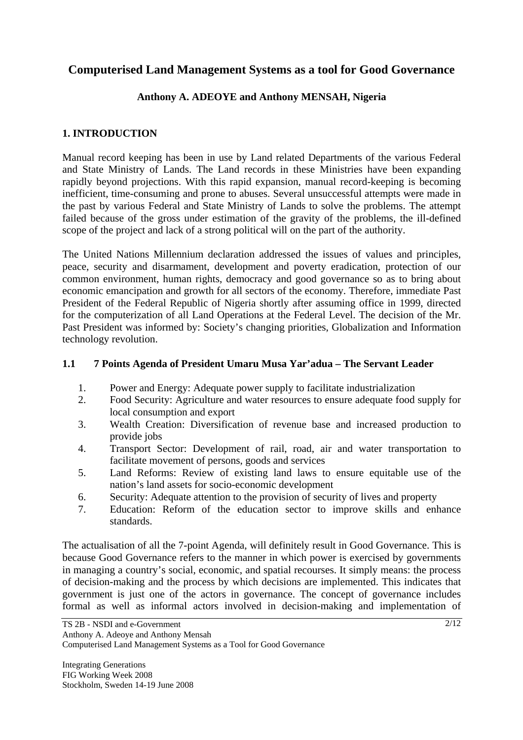# Computerised Land Management Systems as a tool for Good Governance

**Anthony A. ADEOYE and Anthony MENSAH, Nigeria**

## 1. INTRODUCTION

Manual record keeping has been in use by Land related Departments of the various Federal and State Ministry of Lands. The Land records in these Ministries have been expanding rapidly beyond projections. With this rapid expansion, manual record-keeping is becoming inefficient, time-consuming and prone to abuses. Several unsuccessful attempts were made in the past by various Federal and State Ministry of Lands to solve the problems. The attempt failed because of the gross under estimation of the gravity of the problems, the ill-defined scope of the project and lack of a strong political will on the part of the authority.

The United Nations Millennium declaration addressed the issues of values and principles, peace, security and disarmament, development and poverty eradication, protection of our common environment, human rights, democracy and good governance so as to bring about economic emancipation and growth for all sectors of the economy. Therefore, immediate Past President of the Federal Republic of Nigeria shortly after assuming office in 1999, directed for the computerization of all Land Operations at the Federal Level. The decision of the Mr. Past President was informed by: Society's changing priorities, Globalization and Information technology revolution.

### 1.1 7 Points Agenda of President Umaru Musa Yar'adua – The Servant Leader

1. Power and Energy: Adequate power supply to facilitate industrialization
2. Food Security: Agriculture and water resources to ensure adequate food supply for local consumption and export
3. Wealth Creation: Diversification of revenue base and increased production to provide jobs
4. Transport Sector: Development of rail, road, air and water transportation to facilitate movement of persons, goods and services
5. Land Reforms: Review of existing land laws to ensure equitable use of the nation's land assets for socio-economic development
6. Security: Adequate attention to the provision of security of lives and property
7. Education: Reform of the education sector to improve skills and enhance standards.

The actualisation of all the 7-point Agenda, will definitely result in Good Governance. This is because Good Governance refers to the manner in which power is exercised by governments in managing a country's social, economic, and spatial recourses. It simply means: the process of decision-making and the process by which decisions are implemented. This indicates that government is just one of the actors in governance. The concept of governance includes formal as well as informal actors involved in decision-making and implementation of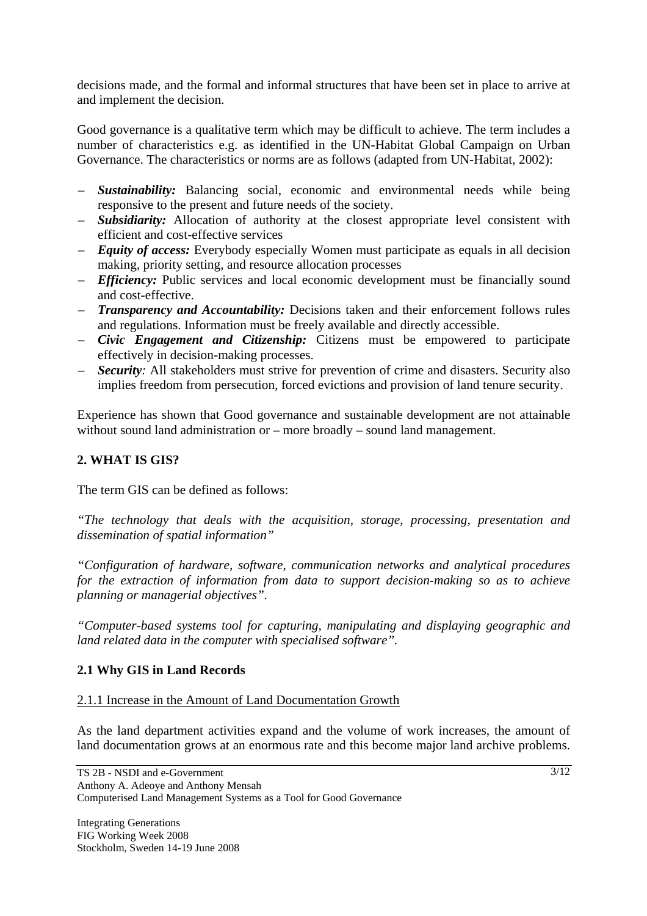decisions made, and the formal and informal structures that have been set in place to arrive at and implement the decision.

Good governance is a qualitative term which may be difficult to achieve. The term includes a number of characteristics e.g. as identified in the UN-Habitat Global Campaign on Urban Governance. The characteristics or norms are as follows (adapted from UN-Habitat, 2002):

- ***Sustainability:*** Balancing social, economic and environmental needs while being responsive to the present and future needs of the society.
- ***Subsidiarity:*** Allocation of authority at the closest appropriate level consistent with efficient and cost-effective services
- ***Equity of access:*** Everybody especially Women must participate as equals in all decision making, priority setting, and resource allocation processes
- ***Efficiency:*** Public services and local economic development must be financially sound and cost-effective.
- ***Transparency and Accountability:*** Decisions taken and their enforcement follows rules and regulations. Information must be freely available and directly accessible.
- ***Civic Engagement and Citizenship:*** Citizens must be empowered to participate effectively in decision-making processes.
- ***Security**:* All stakeholders must strive for prevention of crime and disasters. Security also implies freedom from persecution, forced evictions and provision of land tenure security.

Experience has shown that Good governance and sustainable development are not attainable without sound land administration or – more broadly – sound land management.

## 2. WHAT IS GIS?

The term GIS can be defined as follows:

*"The technology that deals with the acquisition, storage, processing, presentation and dissemination of spatial information"*

*"Configuration of hardware, software, communication networks and analytical procedures for the extraction of information from data to support decision-making so as to achieve planning or managerial objectives".*

*"Computer-based systems tool for capturing, manipulating and displaying geographic and land related data in the computer with specialised software".*

### 2.1 Why GIS in Land Records

#### 2.1.1 Increase in the Amount of Land Documentation Growth

As the land department activities expand and the volume of work increases, the amount of land documentation grows at an enormous rate and this become major land archive problems.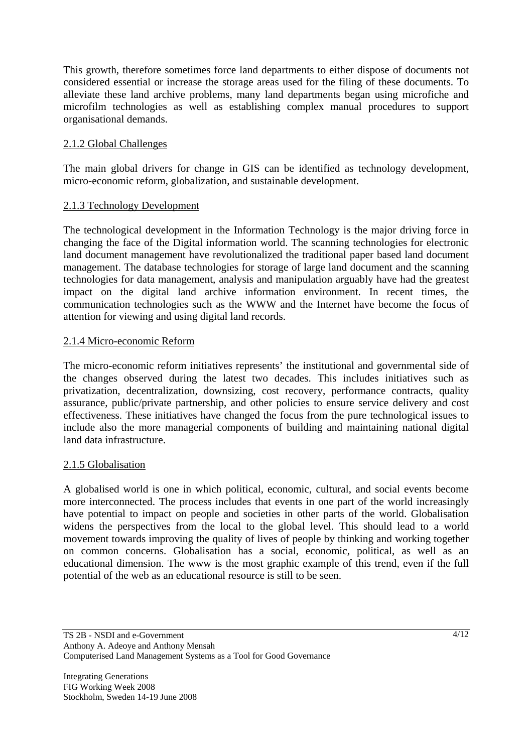This growth, therefore sometimes force land departments to either dispose of documents not considered essential or increase the storage areas used for the filing of these documents. To alleviate these land archive problems, many land departments began using microfiche and microfilm technologies as well as establishing complex manual procedures to support organisational demands.

### 2.1.2 Global Challenges

The main global drivers for change in GIS can be identified as technology development, micro-economic reform, globalization, and sustainable development.

### 2.1.3 Technology Development

The technological development in the Information Technology is the major driving force in changing the face of the Digital information world. The scanning technologies for electronic land document management have revolutionalized the traditional paper based land document management. The database technologies for storage of large land document and the scanning technologies for data management, analysis and manipulation arguably have had the greatest impact on the digital land archive information environment. In recent times, the communication technologies such as the WWW and the Internet have become the focus of attention for viewing and using digital land records.

### 2.1.4 Micro-economic Reform

The micro-economic reform initiatives represents' the institutional and governmental side of the changes observed during the latest two decades. This includes initiatives such as privatization, decentralization, downsizing, cost recovery, performance contracts, quality assurance, public/private partnership, and other policies to ensure service delivery and cost effectiveness. These initiatives have changed the focus from the pure technological issues to include also the more managerial components of building and maintaining national digital land data infrastructure.

### 2.1.5 Globalisation

A globalised world is one in which political, economic, cultural, and social events become more interconnected. The process includes that events in one part of the world increasingly have potential to impact on people and societies in other parts of the world. Globalisation widens the perspectives from the local to the global level. This should lead to a world movement towards improving the quality of lives of people by thinking and working together on common concerns. Globalisation has a social, economic, political, as well as an educational dimension. The www is the most graphic example of this trend, even if the full potential of the web as an educational resource is still to be seen.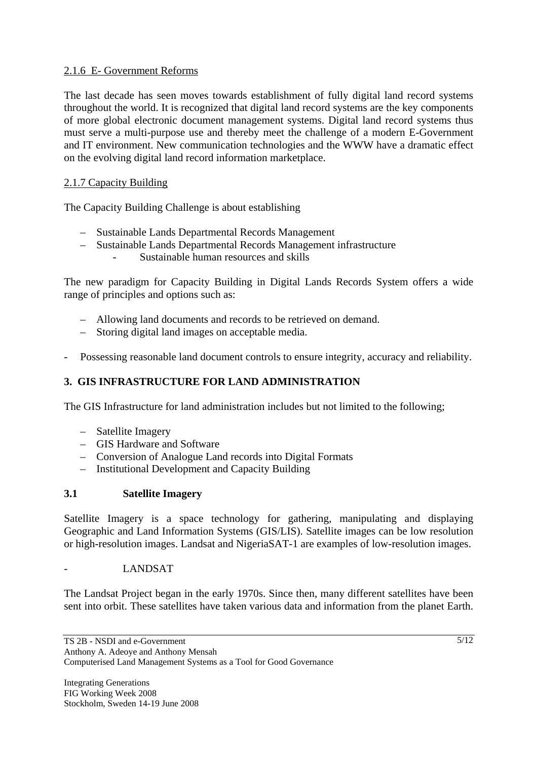### 2.1.6 E- Government Reforms

The last decade has seen moves towards establishment of fully digital land record systems throughout the world. It is recognized that digital land record systems are the key components of more global electronic document management systems. Digital land record systems thus must serve a multi-purpose use and thereby meet the challenge of a modern E-Government and IT environment. New communication technologies and the WWW have a dramatic effect on the evolving digital land record information marketplace.

### 2.1.7 Capacity Building

The Capacity Building Challenge is about establishing

- Sustainable Lands Departmental Records Management
- Sustainable Lands Departmental Records Management infrastructure
    - Sustainable human resources and skills

The new paradigm for Capacity Building in Digital Lands Records System offers a wide range of principles and options such as:

- Allowing land documents and records to be retrieved on demand.
- Storing digital land images on acceptable media.

- Possessing reasonable land document controls to ensure integrity, accuracy and reliability.

## 3. GIS INFRASTRUCTURE FOR LAND ADMINISTRATION

The GIS Infrastructure for land administration includes but not limited to the following;

- Satellite Imagery
- GIS Hardware and Software
- Conversion of Analogue Land records into Digital Formats
- Institutional Development and Capacity Building

### 3.1 Satellite Imagery

Satellite Imagery is a space technology for gathering, manipulating and displaying Geographic and Land Information Systems (GIS/LIS). Satellite images can be low resolution or high-resolution images. Landsat and NigeriaSAT-1 are examples of low-resolution images.

- LANDSAT

The Landsat Project began in the early 1970s. Since then, many different satellites have been sent into orbit. These satellites have taken various data and information from the planet Earth.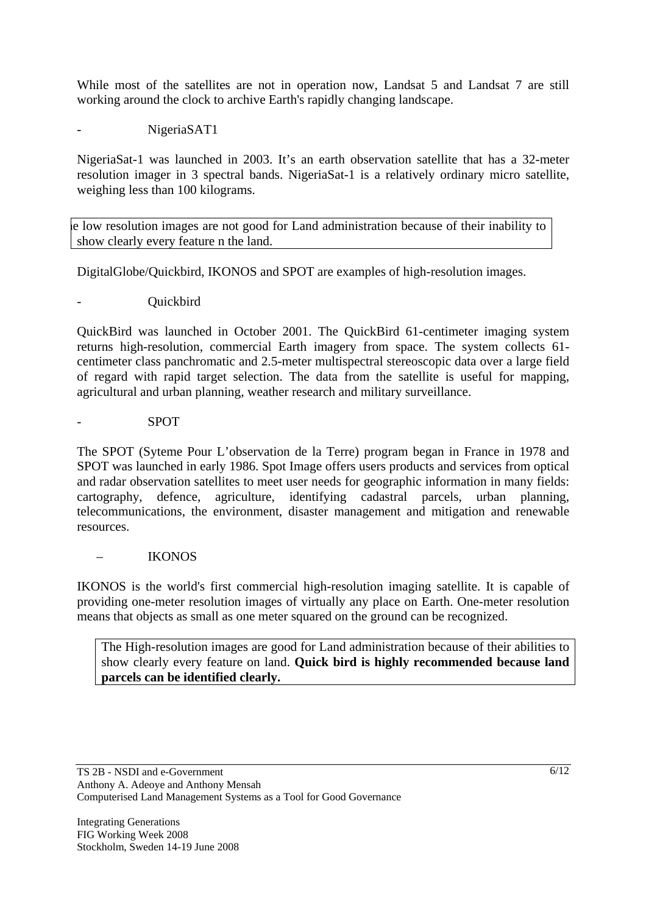While most of the satellites are not in operation now, Landsat 5 and Landsat 7 are still working around the clock to archive Earth's rapidly changing landscape.

- NigeriaSAT1

NigeriaSat-1 was launched in 2003. It's an earth observation satellite that has a 32-meter resolution imager in 3 spectral bands. NigeriaSat-1 is a relatively ordinary micro satellite, weighing less than 100 kilograms.

e low resolution images are not good for Land administration because of their inability to show clearly every feature n the land.

DigitalGlobe/Quickbird, IKONOS and SPOT are examples of high-resolution images.

- Quickbird

QuickBird was launched in October 2001. The QuickBird 61-centimeter imaging system returns high-resolution, commercial Earth imagery from space. The system collects 61-centimeter class panchromatic and 2.5-meter multispectral stereoscopic data over a large field of regard with rapid target selection. The data from the satellite is useful for mapping, agricultural and urban planning, weather research and military surveillance.

- SPOT

The SPOT (Syteme Pour L'observation de la Terre) program began in France in 1978 and SPOT was launched in early 1986. Spot Image offers users products and services from optical and radar observation satellites to meet user needs for geographic information in many fields: cartography, defence, agriculture, identifying cadastral parcels, urban planning, telecommunications, the environment, disaster management and mitigation and renewable resources.

– IKONOS

IKONOS is the world's first commercial high-resolution imaging satellite. It is capable of providing one-meter resolution images of virtually any place on Earth. One-meter resolution means that objects as small as one meter squared on the ground can be recognized.

The High-resolution images are good for Land administration because of their abilities to show clearly every feature on land. **Quick bird is highly recommended because land parcels can be identified clearly.**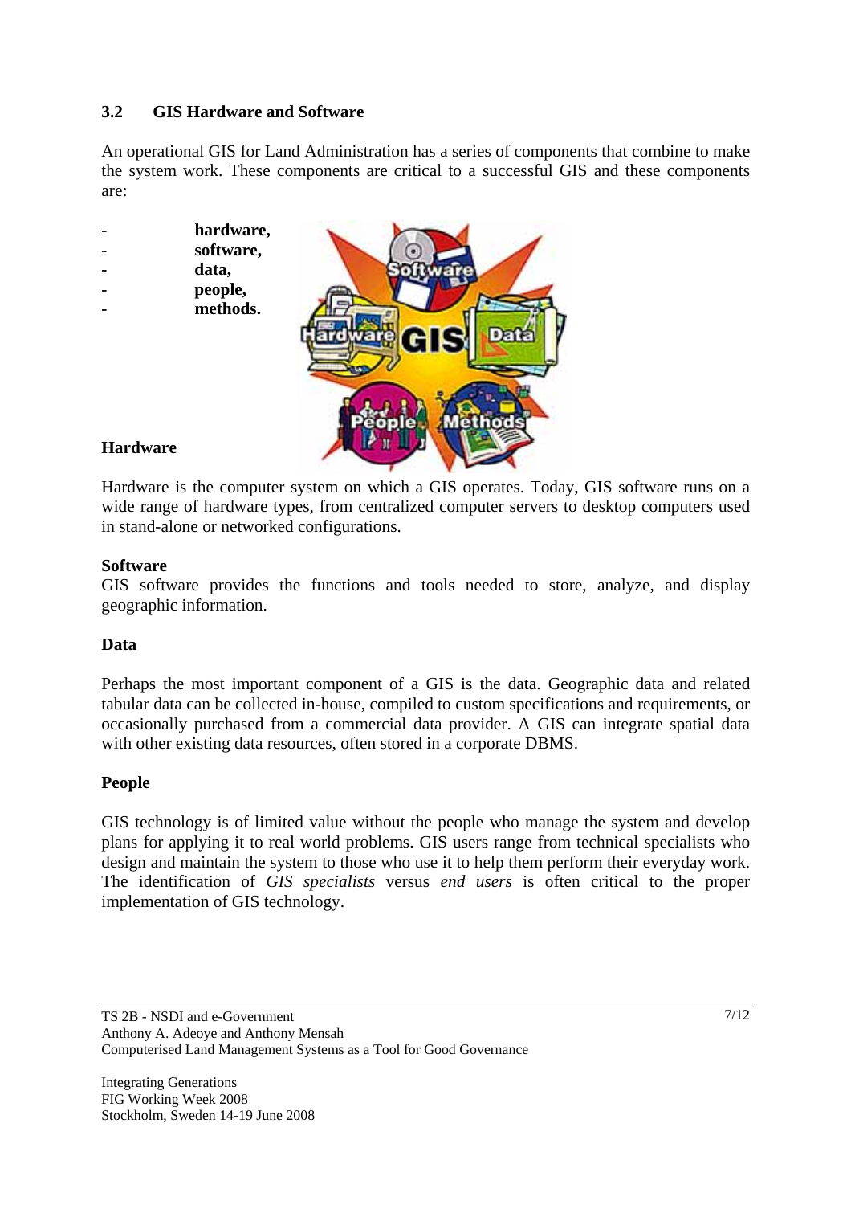### 3.2 GIS Hardware and Software

An operational GIS for Land Administration has a series of components that combine to make the system work. These components are critical to a successful GIS and these components are:

- **hardware,**
- **software,**
- **data,**
- **people,**
- **methods.**

**Hardware**

Hardware is the computer system on which a GIS operates. Today, GIS software runs on a wide range of hardware types, from centralized computer servers to desktop computers used in stand-alone or networked configurations.

**Software**

GIS software provides the functions and tools needed to store, analyze, and display geographic information.

**Data**

Perhaps the most important component of a GIS is the data. Geographic data and related tabular data can be collected in-house, compiled to custom specifications and requirements, or occasionally purchased from a commercial data provider. A GIS can integrate spatial data with other existing data resources, often stored in a corporate DBMS.

**People**

GIS technology is of limited value without the people who manage the system and develop plans for applying it to real world problems. GIS users range from technical specialists who design and maintain the system to those who use it to help them perform their everyday work. The identification of *GIS specialists* versus *end users* is often critical to the proper implementation of GIS technology.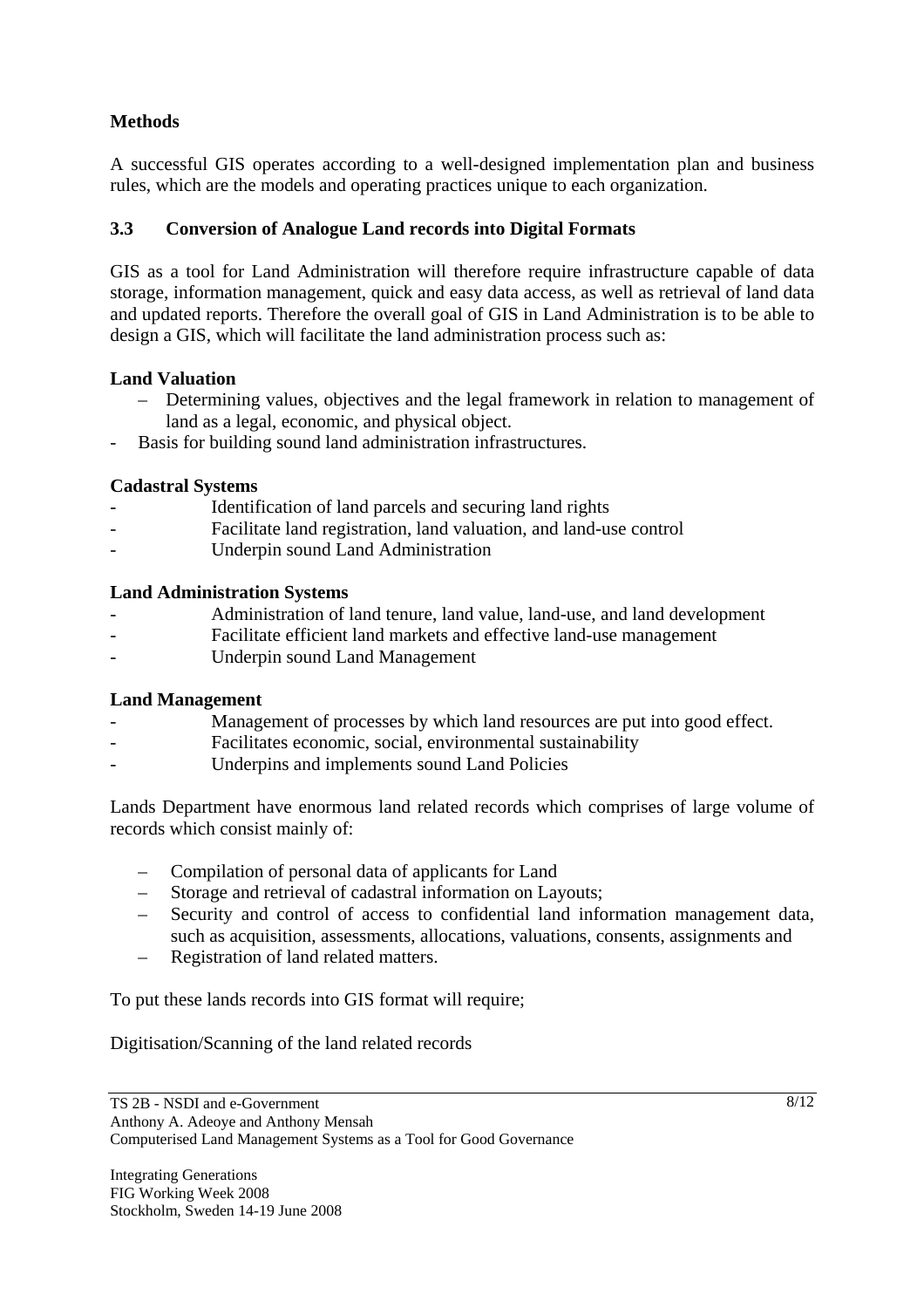**Methods**

A successful GIS operates according to a well-designed implementation plan and business rules, which are the models and operating practices unique to each organization.

### 3.3 Conversion of Analogue Land records into Digital Formats

GIS as a tool for Land Administration will therefore require infrastructure capable of data storage, information management, quick and easy data access, as well as retrieval of land data and updated reports. Therefore the overall goal of GIS in Land Administration is to be able to design a GIS, which will facilitate the land administration process such as:

**Land Valuation**

- Determining values, objectives and the legal framework in relation to management of land as a legal, economic, and physical object.
- Basis for building sound land administration infrastructures.

**Cadastral Systems**

- Identification of land parcels and securing land rights
- Facilitate land registration, land valuation, and land-use control
- Underpin sound Land Administration

**Land Administration Systems**

- Administration of land tenure, land value, land-use, and land development
- Facilitate efficient land markets and effective land-use management
- Underpin sound Land Management

**Land Management**

- Management of processes by which land resources are put into good effect.
- Facilitates economic, social, environmental sustainability
- Underpins and implements sound Land Policies

Lands Department have enormous land related records which comprises of large volume of records which consist mainly of:

- Compilation of personal data of applicants for Land
- Storage and retrieval of cadastral information on Layouts;
- Security and control of access to confidential land information management data, such as acquisition, assessments, allocations, valuations, consents, assignments and
- Registration of land related matters.

To put these lands records into GIS format will require;

Digitisation/Scanning of the land related records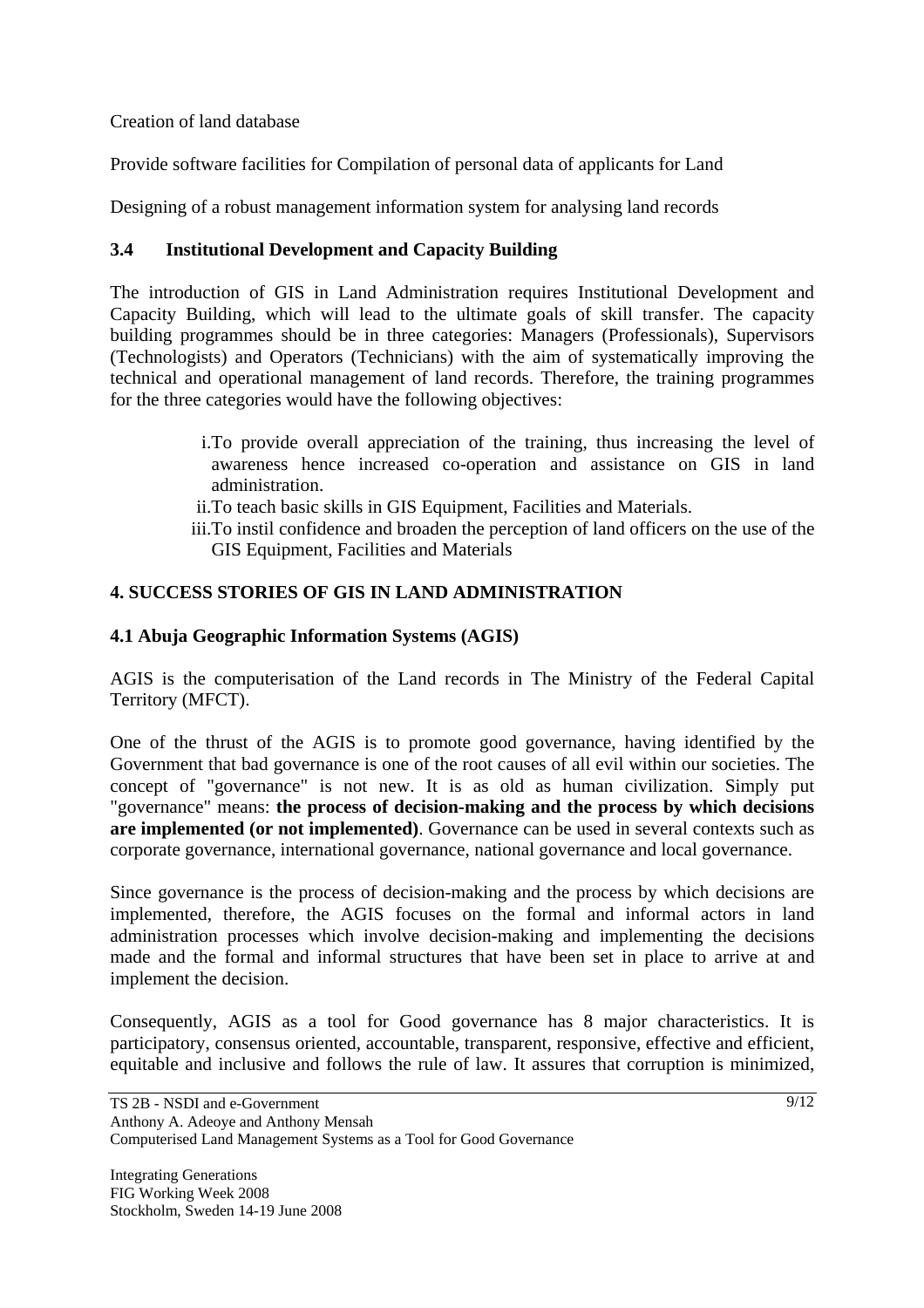Creation of land database

Provide software facilities for Compilation of personal data of applicants for Land

Designing of a robust management information system for analysing land records

### 3.4 Institutional Development and Capacity Building

The introduction of GIS in Land Administration requires Institutional Development and Capacity Building, which will lead to the ultimate goals of skill transfer. The capacity building programmes should be in three categories: Managers (Professionals), Supervisors (Technologists) and Operators (Technicians) with the aim of systematically improving the technical and operational management of land records. Therefore, the training programmes for the three categories would have the following objectives:

i. To provide overall appreciation of the training, thus increasing the level of awareness hence increased co-operation and assistance on GIS in land administration.
ii. To teach basic skills in GIS Equipment, Facilities and Materials.
iii. To instil confidence and broaden the perception of land officers on the use of the GIS Equipment, Facilities and Materials

## 4. SUCCESS STORIES OF GIS IN LAND ADMINISTRATION

### 4.1 Abuja Geographic Information Systems (AGIS)

AGIS is the computerisation of the Land records in The Ministry of the Federal Capital Territory (MFCT).

One of the thrust of the AGIS is to promote good governance, having identified by the Government that bad governance is one of the root causes of all evil within our societies. The concept of "governance" is not new. It is as old as human civilization. Simply put "governance" means: **the process of decision-making and the process by which decisions are implemented (or not implemented)**. Governance can be used in several contexts such as corporate governance, international governance, national governance and local governance.

Since governance is the process of decision-making and the process by which decisions are implemented, therefore, the AGIS focuses on the formal and informal actors in land administration processes which involve decision-making and implementing the decisions made and the formal and informal structures that have been set in place to arrive at and implement the decision.

Consequently, AGIS as a tool for Good governance has 8 major characteristics. It is participatory, consensus oriented, accountable, transparent, responsive, effective and efficient, equitable and inclusive and follows the rule of law. It assures that corruption is minimized,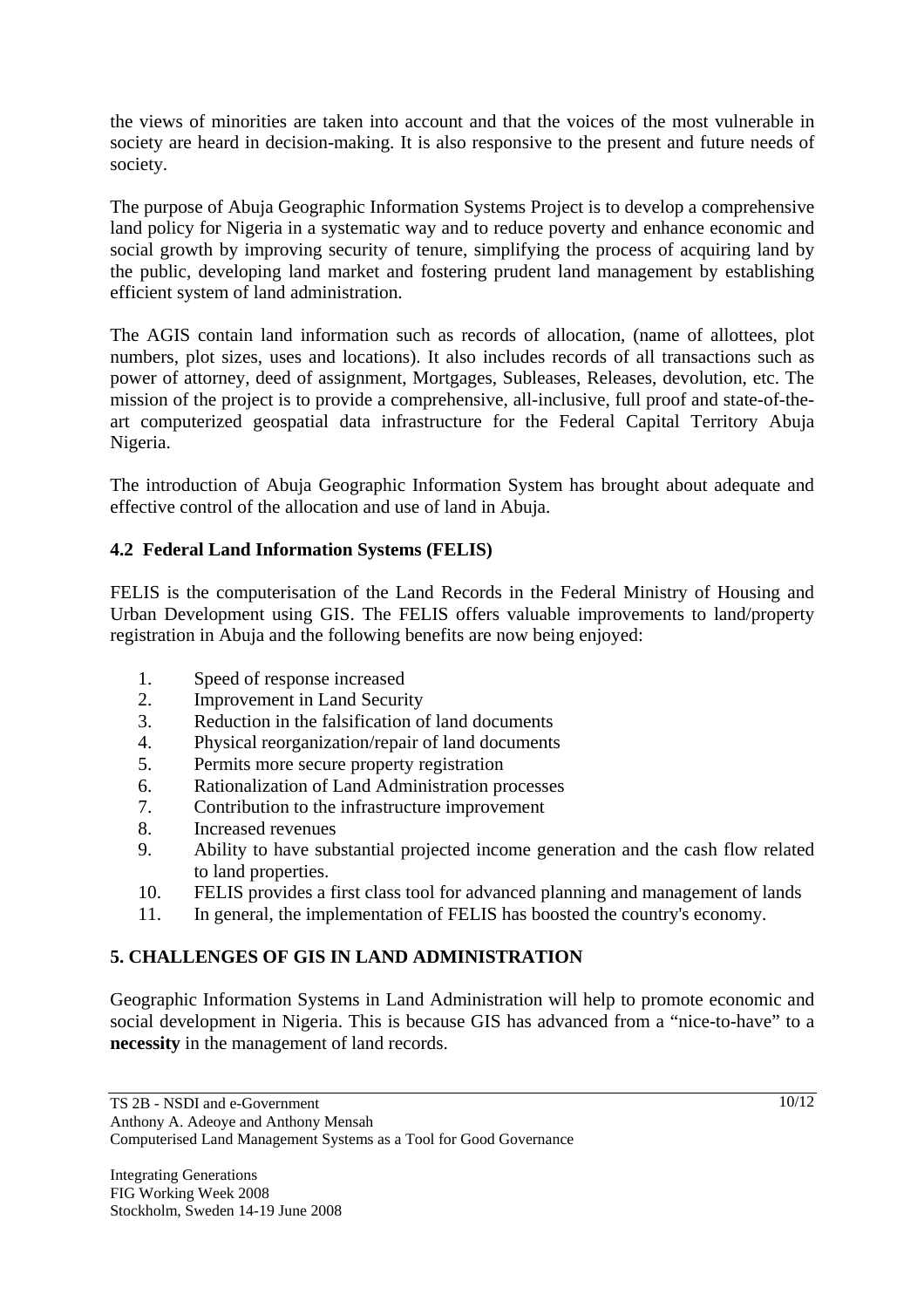the views of minorities are taken into account and that the voices of the most vulnerable in society are heard in decision-making. It is also responsive to the present and future needs of society.

The purpose of Abuja Geographic Information Systems Project is to develop a comprehensive land policy for Nigeria in a systematic way and to reduce poverty and enhance economic and social growth by improving security of tenure, simplifying the process of acquiring land by the public, developing land market and fostering prudent land management by establishing efficient system of land administration.

The AGIS contain land information such as records of allocation, (name of allottees, plot numbers, plot sizes, uses and locations). It also includes records of all transactions such as power of attorney, deed of assignment, Mortgages, Subleases, Releases, devolution, etc. The mission of the project is to provide a comprehensive, all-inclusive, full proof and state-of-the-art computerized geospatial data infrastructure for the Federal Capital Territory Abuja Nigeria.

The introduction of Abuja Geographic Information System has brought about adequate and effective control of the allocation and use of land in Abuja.

### 4.2 Federal Land Information Systems (FELIS)

FELIS is the computerisation of the Land Records in the Federal Ministry of Housing and Urban Development using GIS. The FELIS offers valuable improvements to land/property registration in Abuja and the following benefits are now being enjoyed:

1. Speed of response increased
2. Improvement in Land Security
3. Reduction in the falsification of land documents
4. Physical reorganization/repair of land documents
5. Permits more secure property registration
6. Rationalization of Land Administration processes
7. Contribution to the infrastructure improvement
8. Increased revenues
9. Ability to have substantial projected income generation and the cash flow related to land properties.
10. FELIS provides a first class tool for advanced planning and management of lands
11. In general, the implementation of FELIS has boosted the country's economy.

## 5. CHALLENGES OF GIS IN LAND ADMINISTRATION

Geographic Information Systems in Land Administration will help to promote economic and social development in Nigeria. This is because GIS has advanced from a "nice-to-have" to a **necessity** in the management of land records.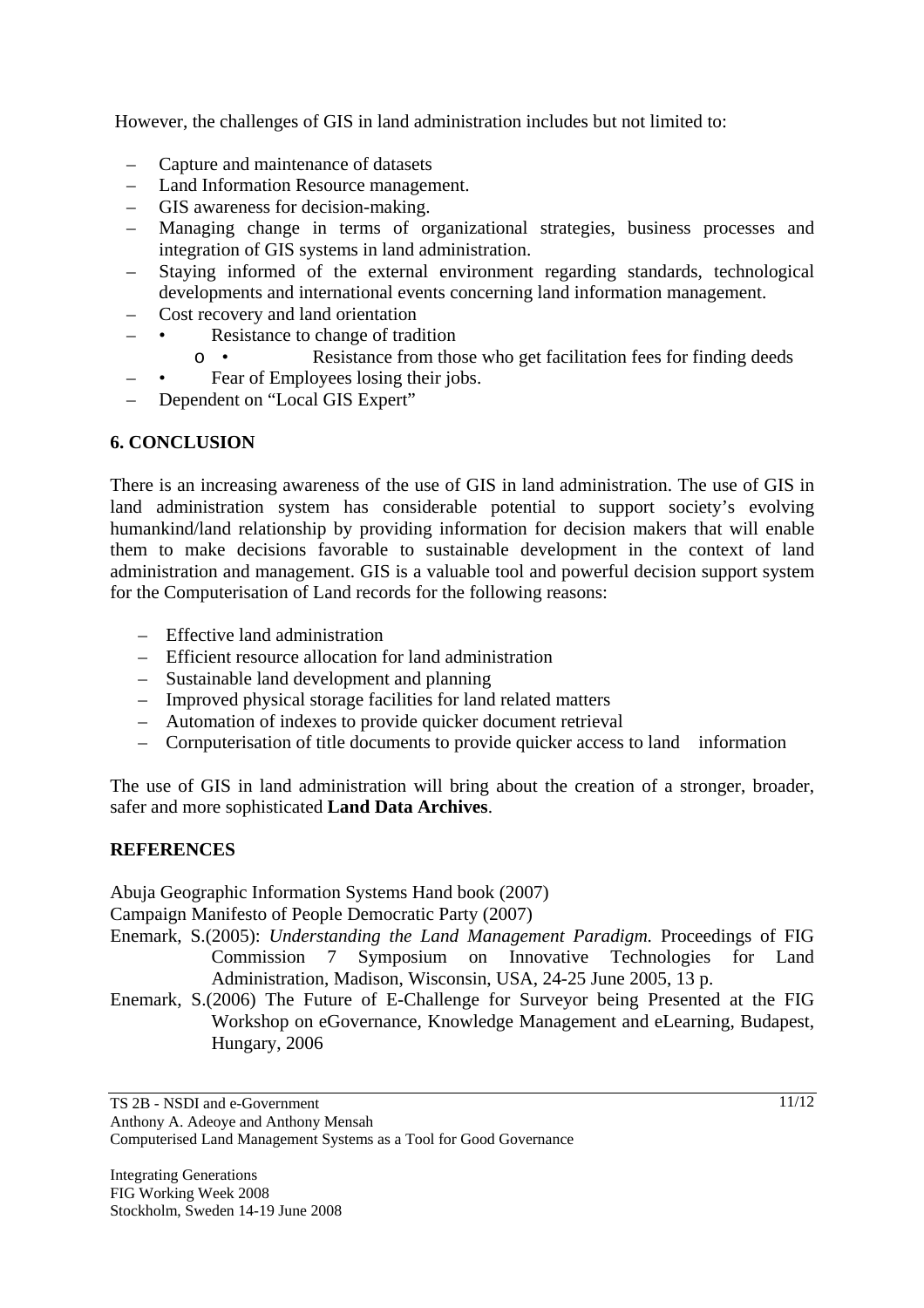However, the challenges of GIS in land administration includes but not limited to:

- Capture and maintenance of datasets
- Land Information Resource management.
- GIS awareness for decision-making.
- Managing change in terms of organizational strategies, business processes and integration of GIS systems in land administration.
- Staying informed of the external environment regarding standards, technological developments and international events concerning land information management.
- Cost recovery and land orientation
- • Resistance to change of tradition
  - • Resistance from those who get facilitation fees for finding deeds
- • Fear of Employees losing their jobs.
- Dependent on "Local GIS Expert"

## 6. CONCLUSION

There is an increasing awareness of the use of GIS in land administration. The use of GIS in land administration system has considerable potential to support society's evolving humankind/land relationship by providing information for decision makers that will enable them to make decisions favorable to sustainable development in the context of land administration and management. GIS is a valuable tool and powerful decision support system for the Computerisation of Land records for the following reasons:

- Effective land administration
- Efficient resource allocation for land administration
- Sustainable land development and planning
- Improved physical storage facilities for land related matters
- Automation of indexes to provide quicker document retrieval
- Cornputerisation of title documents to provide quicker access to land information

The use of GIS in land administration will bring about the creation of a stronger, broader, safer and more sophisticated **Land Data Archives**.

## REFERENCES

Abuja Geographic Information Systems Hand book (2007)

Campaign Manifesto of People Democratic Party (2007)

Enemark, S.(2005): *Understanding the Land Management Paradigm*. Proceedings of FIG Commission 7 Symposium on Innovative Technologies for Land Administration, Madison, Wisconsin, USA, 24-25 June 2005, 13 p.

Enemark, S.(2006) The Future of E-Challenge for Surveyor being Presented at the FIG Workshop on eGovernance, Knowledge Management and eLearning, Budapest, Hungary, 2006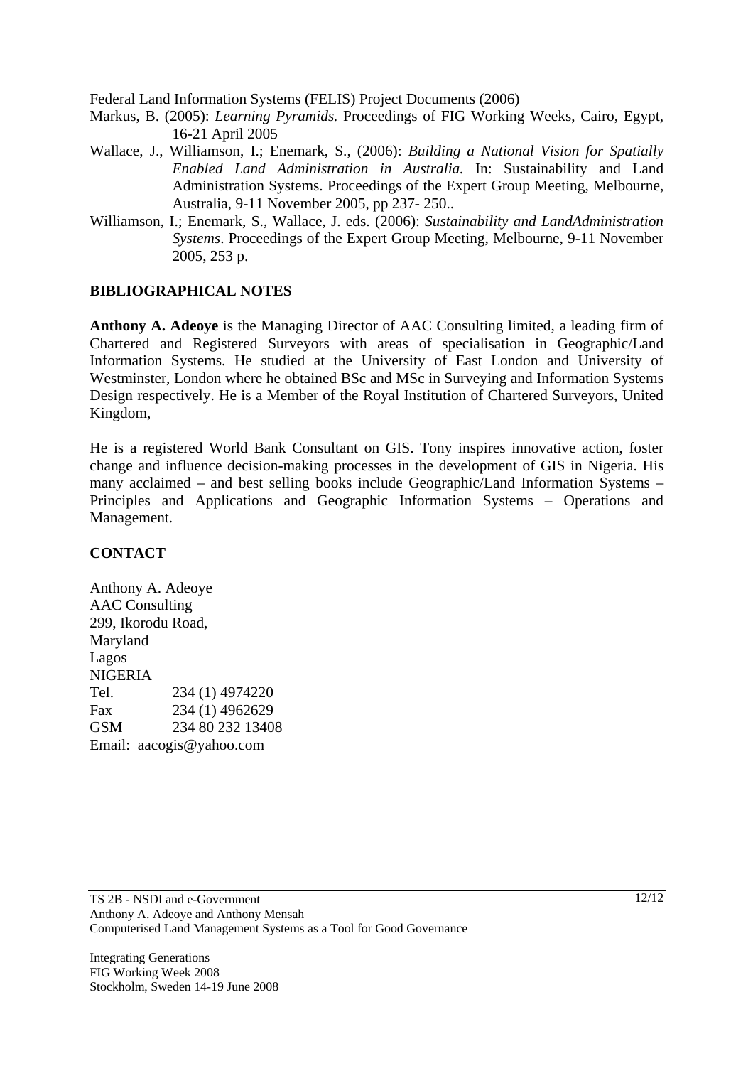Federal Land Information Systems (FELIS) Project Documents (2006)

Markus, B. (2005): *Learning Pyramids.* Proceedings of FIG Working Weeks, Cairo, Egypt, 16-21 April 2005

Wallace, J., Williamson, I.; Enemark, S., (2006): *Building a National Vision for Spatially Enabled Land Administration in Australia.* In: Sustainability and Land Administration Systems. Proceedings of the Expert Group Meeting, Melbourne, Australia, 9-11 November 2005, pp 237- 250..

Williamson, I.; Enemark, S., Wallace, J. eds. (2006): *Sustainability and LandAdministration Systems*. Proceedings of the Expert Group Meeting, Melbourne, 9-11 November 2005, 253 p.

## BIBLIOGRAPHICAL NOTES

**Anthony A. Adeoye** is the Managing Director of AAC Consulting limited, a leading firm of Chartered and Registered Surveyors with areas of specialisation in Geographic/Land Information Systems. He studied at the University of East London and University of Westminster, London where he obtained BSc and MSc in Surveying and Information Systems Design respectively. He is a Member of the Royal Institution of Chartered Surveyors, United Kingdom,

He is a registered World Bank Consultant on GIS. Tony inspires innovative action, foster change and influence decision-making processes in the development of GIS in Nigeria. His many acclaimed – and best selling books include Geographic/Land Information Systems – Principles and Applications and Geographic Information Systems – Operations and Management.

## CONTACT

Anthony A. Adeoye
AAC Consulting
299, Ikorodu Road,
Maryland
Lagos
NIGERIA
Tel. 234 (1) 4974220
Fax 234 (1) 4962629
GSM 234 80 232 13408
Email: aacogis@yahoo.com